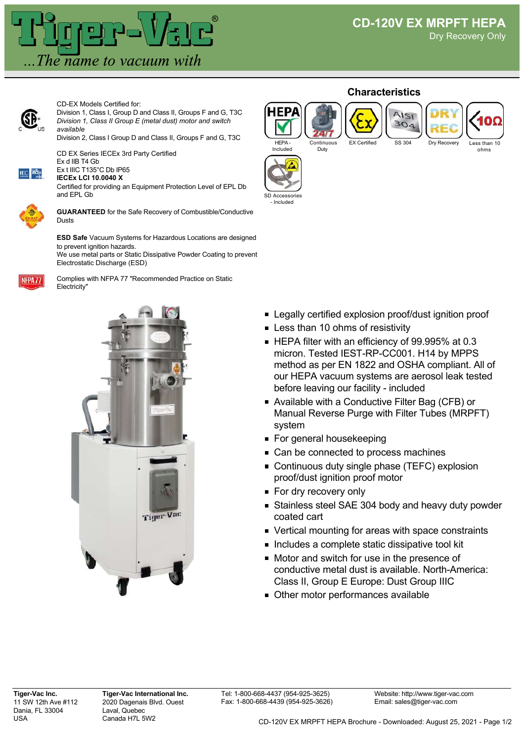# CD-120V EX MRPFT HEPA

Dry Recovery Only

CD-EX Models Certified for:
Division 1, Class I, Group D and Class II, Groups F and G, T3C
*Division 1, Class II Group E (metal dust) motor and switch available*
Division 2, Class I Group D and Class II, Groups F and G, T3C

CD EX Series IECEx 3rd Party Certified
Ex d IIB T4 Gb
Ex t IIIC T135°C Db IP65
**IECEx LCI 10.0040 X**
Certified for providing an Equipment Protection Level of EPL Db and EPL Gb

**GUARANTEED** for the Safe Recovery of Combustible/Conductive Dusts

**ESD Safe** Vacuum Systems for Hazardous Locations are designed to prevent ignition hazards.
We use metal parts or Static Dissipative Powder Coating to prevent Electrostatic Discharge (ESD)

Complies with NFPA 77 "Recommended Practice on Static Electricity"

## Characteristics

- HEPA - Included
- Continuous Duty
- EX Certified
- SS 304
- Dry Recovery
- Less than 10 ohms
- SD Accessories - Included

- Legally certified explosion proof/dust ignition proof
- Less than 10 ohms of resistivity
- HEPA filter with an efficiency of 99.995% at 0.3 micron. Tested IEST-RP-CC001. H14 by MPPS method as per EN 1822 and OSHA compliant. All of our HEPA vacuum systems are aerosol leak tested before leaving our facility - included
- Available with a Conductive Filter Bag (CFB) or Manual Reverse Purge with Filter Tubes (MRPFT) system
- For general housekeeping
- Can be connected to process machines
- Continuous duty single phase (TEFC) explosion proof/dust ignition proof motor
- For dry recovery only
- Stainless steel SAE 304 body and heavy duty powder coated cart
- Vertical mounting for areas with space constraints
- Includes a complete static dissipative tool kit
- Motor and switch for use in the presence of conductive metal dust is available. North-America: Class II, Group E Europe: Dust Group IIIC
- Other motor performances available

**Tiger-Vac Inc.**
11 SW 12th Ave #112
Dania, FL 33004
USA

**Tiger-Vac International Inc.**
2020 Dagenais Blvd. Ouest
Laval, Quebec
Canada H7L 5W2

Tel: 1-800-668-4437 (954-925-3625)
Fax: 1-800-668-4439 (954-925-3626)

Website: http://www.tiger-vac.com
Email: sales@tiger-vac.com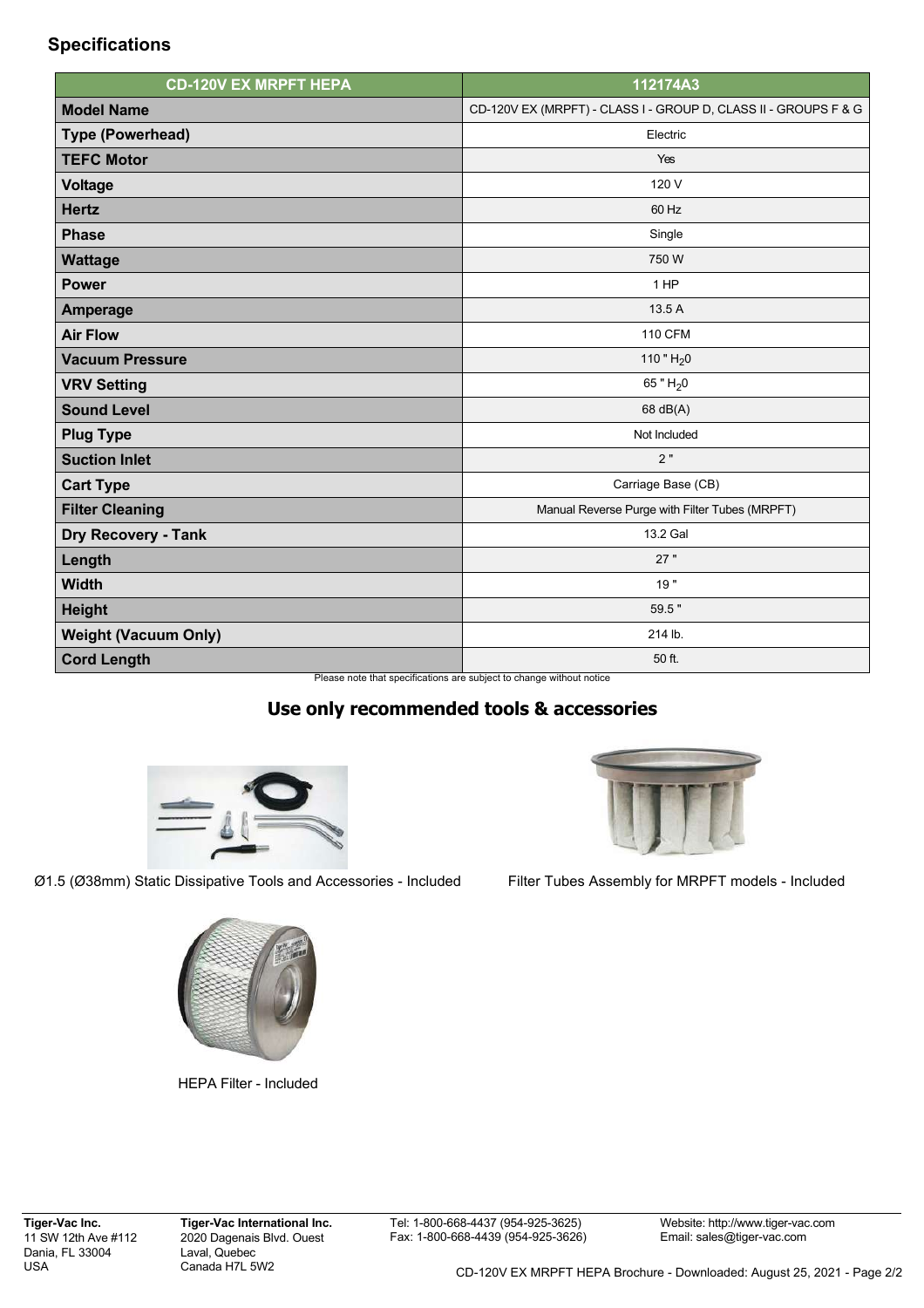## Specifications

| CD-120V EX MRPFT HEPA | 112174A3 |
| --- | --- |
| **Model Name** | CD-120V EX (MRPFT) - CLASS I - GROUP D, CLASS II - GROUPS F & G |
| **Type (Powerhead)** | Electric |
| **TEFC Motor** | Yes |
| **Voltage** | 120 V |
| **Hertz** | 60 Hz |
| **Phase** | Single |
| **Wattage** | 750 W |
| **Power** | 1 HP |
| **Amperage** | 13.5 A |
| **Air Flow** | 110 CFM |
| **Vacuum Pressure** | 110 " $H_20$ |
| **VRV Setting** | 65 " $H_20$ |
| **Sound Level** | 68 dB(A) |
| **Plug Type** | Not Included |
| **Suction Inlet** | 2 " |
| **Cart Type** | Carriage Base (CB) |
| **Filter Cleaning** | Manual Reverse Purge with Filter Tubes (MRPFT) |
| **Dry Recovery - Tank** | 13.2 Gal |
| **Length** | 27 " |
| **Width** | 19 " |
| **Height** | 59.5 " |
| **Weight (Vacuum Only)** | 214 lb. |
| **Cord Length** | 50 ft. |

Please note that specifications are subject to change without notice

## Use only recommended tools & accessories

Ø1.5 (Ø38mm) Static Dissipative Tools and Accessories - Included

Filter Tubes Assembly for MRPFT models - Included

HEPA Filter - Included

**Tiger-Vac Inc.**
11 SW 12th Ave #112
Dania, FL 33004
USA

**Tiger-Vac International Inc.**
2020 Dagenais Blvd. Ouest
Laval, Quebec
Canada H7L 5W2

Tel: 1-800-668-4437 (954-925-3625)
Fax: 1-800-668-4439 (954-925-3626)

Website: http://www.tiger-vac.com
Email: sales@tiger-vac.com